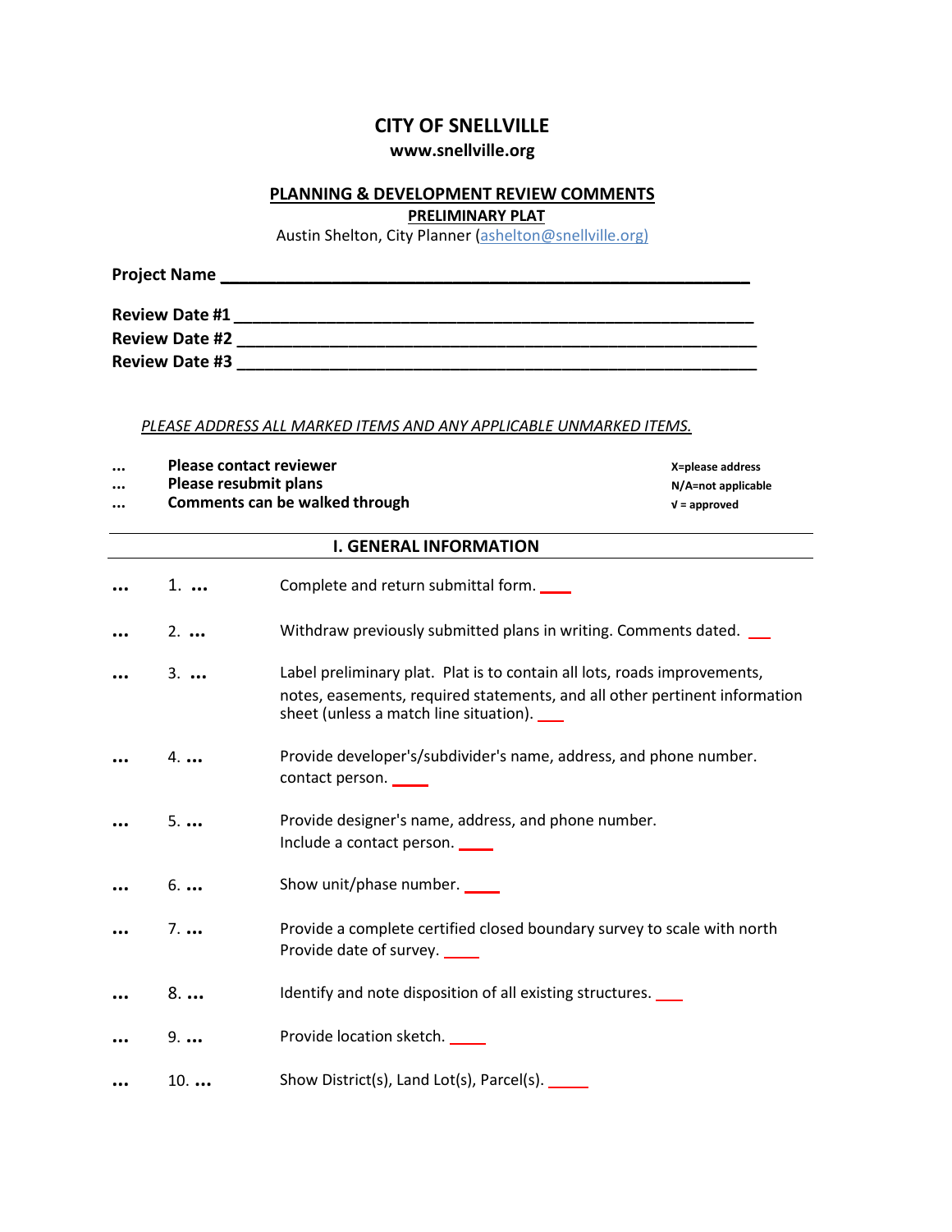# CITY OF SNELLVILLE

**www.snellville.org**

## PLANNING & DEVELOPMENT REVIEW COMMENTS

**PRELIMINARY PLAT**

Austin Shelton, City Planner (ashelton@snellville.org)

**Project Name** ______________________________________________

**Review Date #1** ______________________________________________
**Review Date #2** ______________________________________________
**Review Date #3** ______________________________________________

*PLEASE ADDRESS ALL MARKED ITEMS AND ANY APPLICABLE UNMARKED ITEMS.*

… **Please contact reviewer**
… **Please resubmit plans**
… **Comments can be walked through**

**X=please address**
**N/A=not applicable**
**√ = approved**

## I. GENERAL INFORMATION

… 1. … Complete and return submittal form. ____

… 2. … Withdraw previously submitted plans in writing. Comments dated. ___

… 3. … Label preliminary plat. Plat is to contain all lots, roads improvements, notes, easements, required statements, and all other pertinent information sheet (unless a match line situation). ___

… 4. … Provide developer's/subdivider's name, address, and phone number. contact person. ____

… 5. … Provide designer's name, address, and phone number. Include a contact person. ____

… 6. … Show unit/phase number. ____

… 7. … Provide a complete certified closed boundary survey to scale with north Provide date of survey. ____

… 8. … Identify and note disposition of all existing structures. ___

… 9. … Provide location sketch. ____

… 10. … Show District(s), Land Lot(s), Parcel(s). _____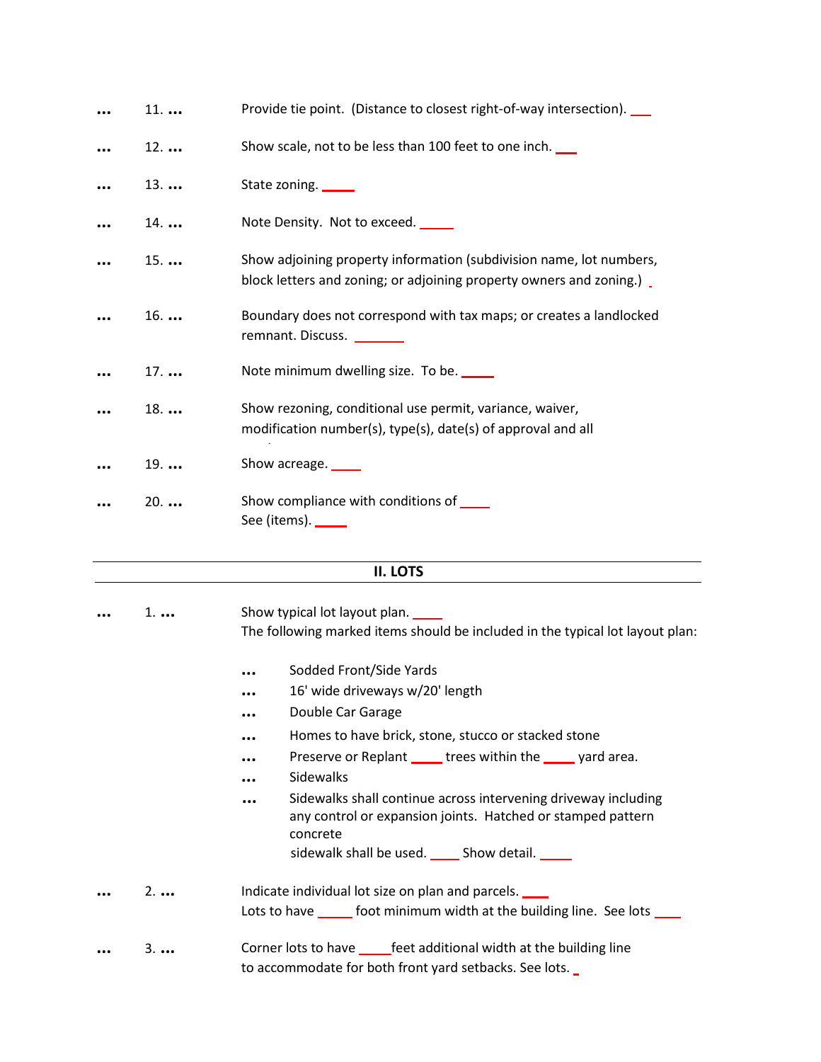... 11. ... Provide tie point. (Distance to closest right-of-way intersection). ___

... 12. ... Show scale, not to be less than 100 feet to one inch. ___

... 13. ... State zoning. _____

... 14. ... Note Density. Not to exceed. _____

... 15. ... Show adjoining property information (subdivision name, lot numbers, block letters and zoning; or adjoining property owners and zoning.) _

... 16. ... Boundary does not correspond with tax maps; or creates a landlocked remnant. Discuss. ________

... 17. ... Note minimum dwelling size. To be. _____

... 18. ... Show rezoning, conditional use permit, variance, waiver, modification number(s), type(s), date(s) of approval and all

... 19. ... Show acreage. _____

... 20. ... Show compliance with conditions of ____
See (items). _____

## II. LOTS

... 1. ... Show typical lot layout plan. _____
The following marked items should be included in the typical lot layout plan:

- ... Sodded Front/Side Yards
- ... 16' wide driveways w/20' length
- ... Double Car Garage
- ... Homes to have brick, stone, stucco or stacked stone
- ... Preserve or Replant _____ trees within the _____ yard area.
- ... Sidewalks
- ... Sidewalks shall continue across intervening driveway including any control or expansion joints. Hatched or stamped pattern concrete
  sidewalk shall be used. _____ Show detail. _____

... 2. ... Indicate individual lot size on plan and parcels. ____
Lots to have _____ foot minimum width at the building line. See lots ____

... 3. ... Corner lots to have _____ feet additional width at the building line to accommodate for both front yard setbacks. See lots. _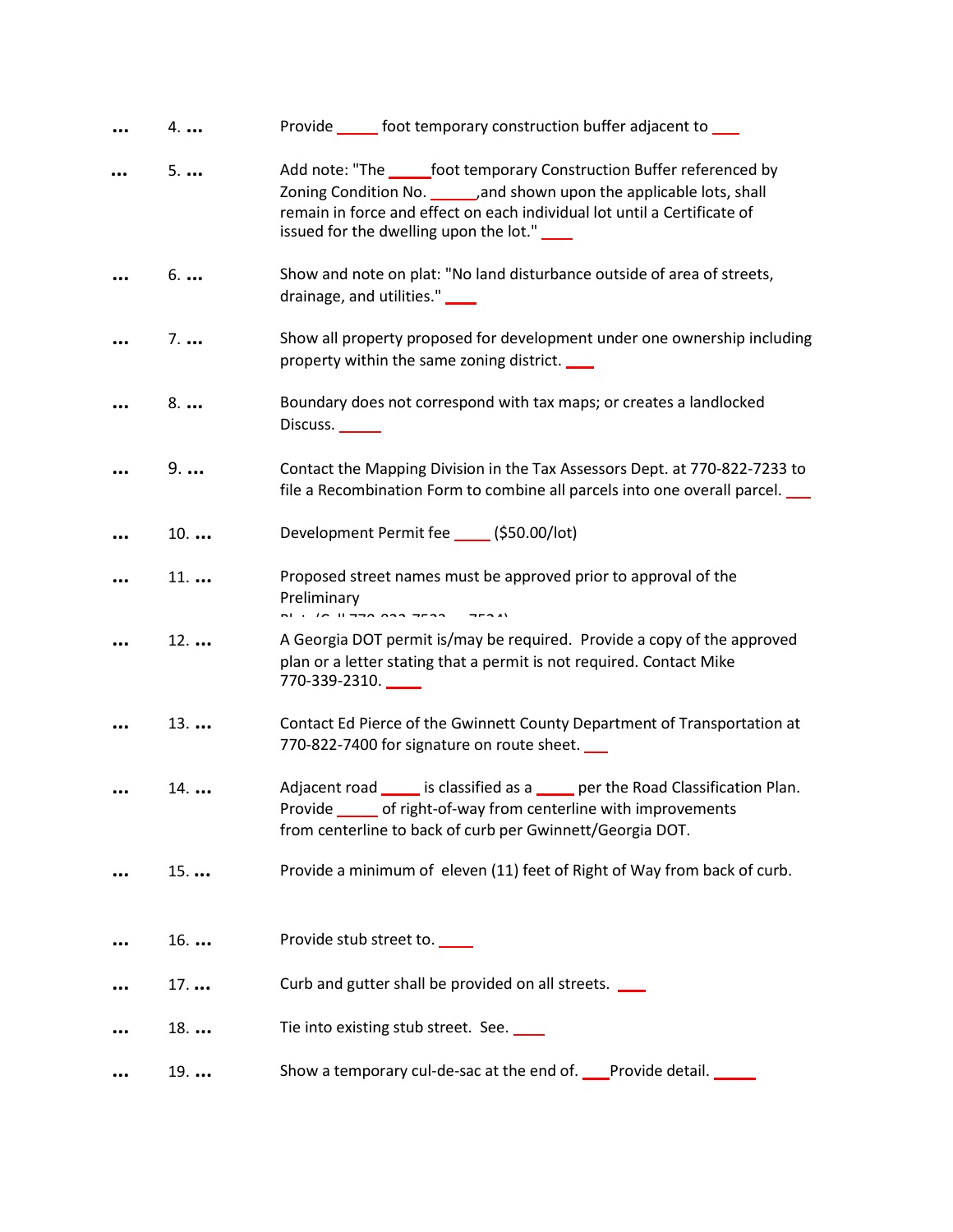… 4. … Provide _____ foot temporary construction buffer adjacent to ___

… 5. … Add note: "The _____foot temporary Construction Buffer referenced by Zoning Condition No. ______,and shown upon the applicable lots, shall remain in force and effect on each individual lot until a Certificate of issued for the dwelling upon the lot." ____

… 6. … Show and note on plat: "No land disturbance outside of area of streets, drainage, and utilities." ____

… 7. … Show all property proposed for development under one ownership including property within the same zoning district. ____

… 8. … Boundary does not correspond with tax maps; or creates a landlocked Discuss. _____

… 9. … Contact the Mapping Division in the Tax Assessors Dept. at 770-822-7233 to file a Recombination Form to combine all parcels into one overall parcel. ___

… 10. … Development Permit fee ____ ($50.00/lot)

… 11. … Proposed street names must be approved prior to approval of the Preliminary Plat (Call 770-822-7533 or 7534)

… 12. … A Georgia DOT permit is/may be required. Provide a copy of the approved plan or a letter stating that a permit is not required. Contact Mike 770-339-2310. ____

… 13. … Contact Ed Pierce of the Gwinnett County Department of Transportation at 770-822-7400 for signature on route sheet. ___

… 14. … Adjacent road _____ is classified as a _____ per the Road Classification Plan. Provide _____ of right-of-way from centerline with improvements from centerline to back of curb per Gwinnett/Georgia DOT.

… 15. … Provide a minimum of eleven (11) feet of Right of Way from back of curb.

… 16. … Provide stub street to. ____

… 17. … Curb and gutter shall be provided on all streets. ___

… 18. … Tie into existing stub street. See. ____

… 19. … Show a temporary cul-de-sac at the end of. ___Provide detail. _____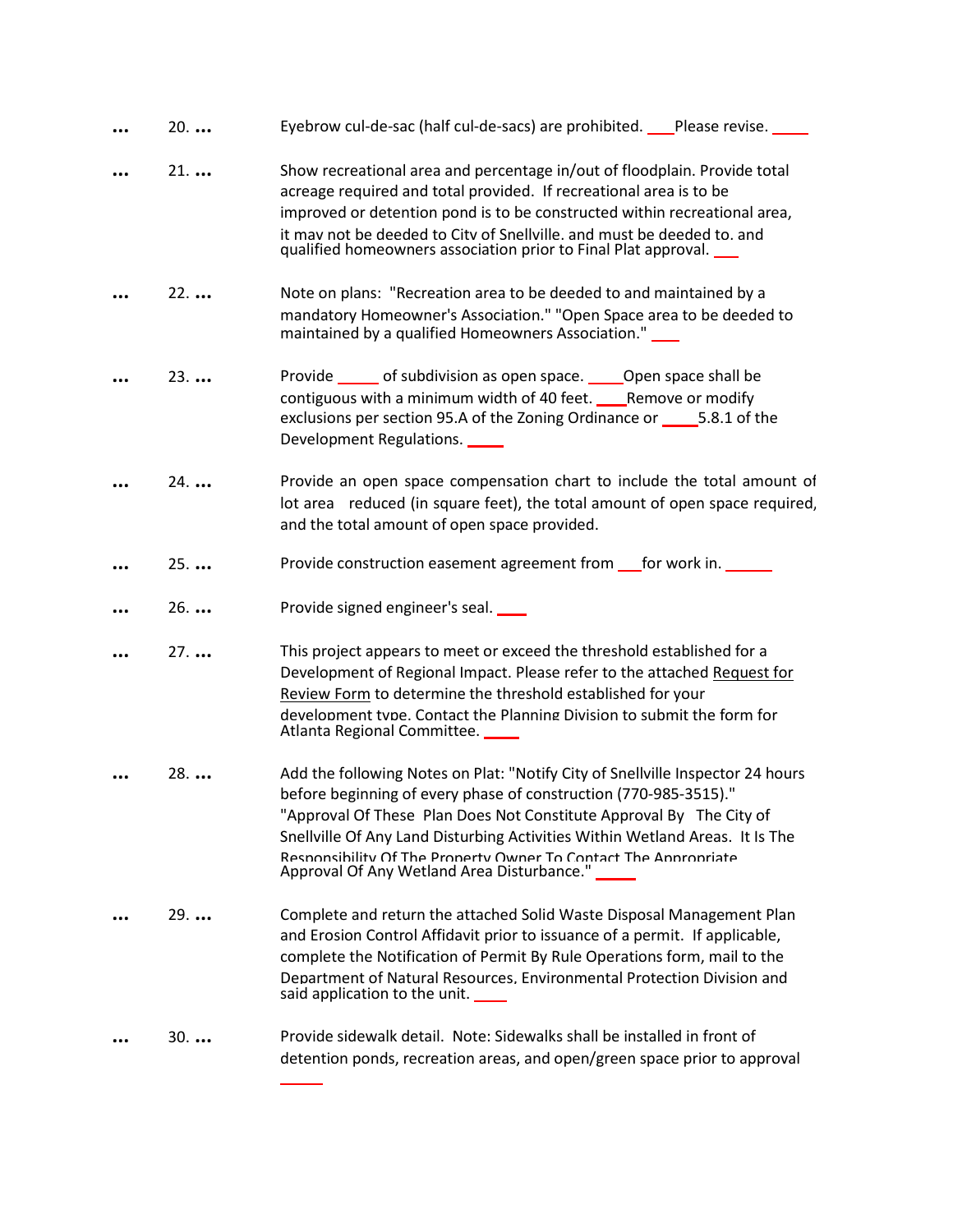... 20. ... Eyebrow cul-de-sac (half cul-de-sacs) are prohibited. ___Please revise. _____

... 21. ... Show recreational area and percentage in/out of floodplain. Provide total acreage required and total provided. If recreational area is to be improved or detention pond is to be constructed within recreational area, it may not be deeded to City of Snellville, and must be deeded to, and qualified homeowners association prior to Final Plat approval. ___

... 22. ... Note on plans: "Recreation area to be deeded to and maintained by a mandatory Homeowner's Association." "Open Space area to be deeded to maintained by a qualified Homeowners Association." ___

... 23. ... Provide _____ of subdivision as open space. ____Open space shall be contiguous with a minimum width of 40 feet. ____Remove or modify exclusions per section 95.A of the Zoning Ordinance or ____5.8.1 of the Development Regulations. _____

... 24. ... Provide an open space compensation chart to include the total amount of lot area reduced (in square feet), the total amount of open space required, and the total amount of open space provided.

... 25. ... Provide construction easement agreement from ___for work in. ______

... 26. ... Provide signed engineer's seal. ____

... 27. ... This project appears to meet or exceed the threshold established for a Development of Regional Impact. Please refer to the attached Request for Review Form to determine the threshold established for your development type. Contact the Planning Division to submit the form for Atlanta Regional Committee. _____

... 28. ... Add the following Notes on Plat: "Notify City of Snellville Inspector 24 hours before beginning of every phase of construction (770-985-3515)." "Approval Of These Plan Does Not Constitute Approval By The City of Snellville Of Any Land Disturbing Activities Within Wetland Areas. It Is The Responsibility Of The Property Owner To Contact The Appropriate Approval Of Any Wetland Area Disturbance." _____

... 29. ... Complete and return the attached Solid Waste Disposal Management Plan and Erosion Control Affidavit prior to issuance of a permit. If applicable, complete the Notification of Permit By Rule Operations form, mail to the Department of Natural Resources, Environmental Protection Division and said application to the unit. ____

... 30. ... Provide sidewalk detail. Note: Sidewalks shall be installed in front of detention ponds, recreation areas, and open/green space prior to approval _____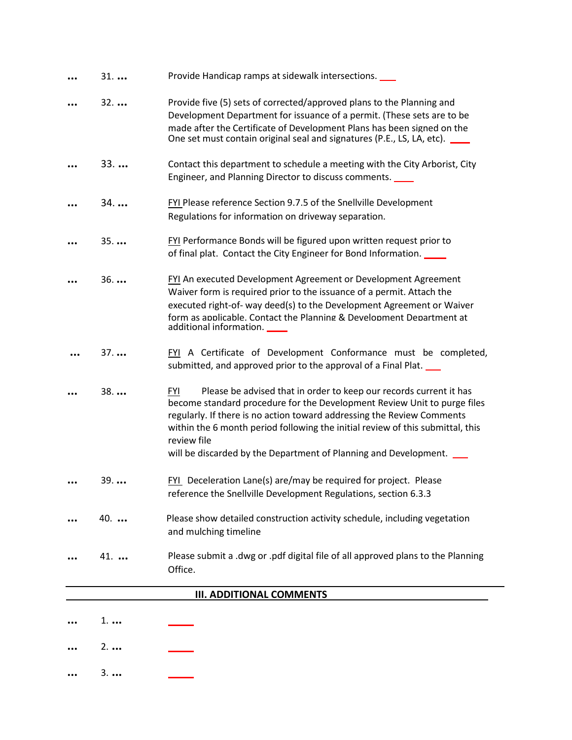... 31. ... Provide Handicap ramps at sidewalk intersections. ___

... 32. ... Provide five (5) sets of corrected/approved plans to the Planning and Development Department for issuance of a permit. (These sets are to be made after the Certificate of Development Plans has been signed on the One set must contain original seal and signatures (P.E., LS, LA, etc). ___

... 33. ... Contact this department to schedule a meeting with the City Arborist, City Engineer, and Planning Director to discuss comments. ___

... 34. ... FYI Please reference Section 9.7.5 of the Snellville Development Regulations for information on driveway separation.

... 35. ... FYI Performance Bonds will be figured upon written request prior to of final plat. Contact the City Engineer for Bond Information. ___

... 36. ... FYI An executed Development Agreement or Development Agreement Waiver form is required prior to the issuance of a permit. Attach the executed right-of- way deed(s) to the Development Agreement or Waiver form as applicable. Contact the Planning & Development Department at additional information. ___

... 37. ... FYI A Certificate of Development Conformance must be completed, submitted, and approved prior to the approval of a Final Plat. ___

... 38. ... FYI Please be advised that in order to keep our records current it has become standard procedure for the Development Review Unit to purge files regularly. If there is no action toward addressing the Review Comments within the 6 month period following the initial review of this submittal, this review file will be discarded by the Department of Planning and Development. ___

... 39. ... FYI Deceleration Lane(s) are/may be required for project. Please reference the Snellville Development Regulations, section 6.3.3

... 40. ... Please show detailed construction activity schedule, including vegetation and mulching timeline

... 41. ... Please submit a .dwg or .pdf digital file of all approved plans to the Planning Office.

## III. ADDITIONAL COMMENTS

... 1. ... ___

... 2. ... ___

... 3. ... ___